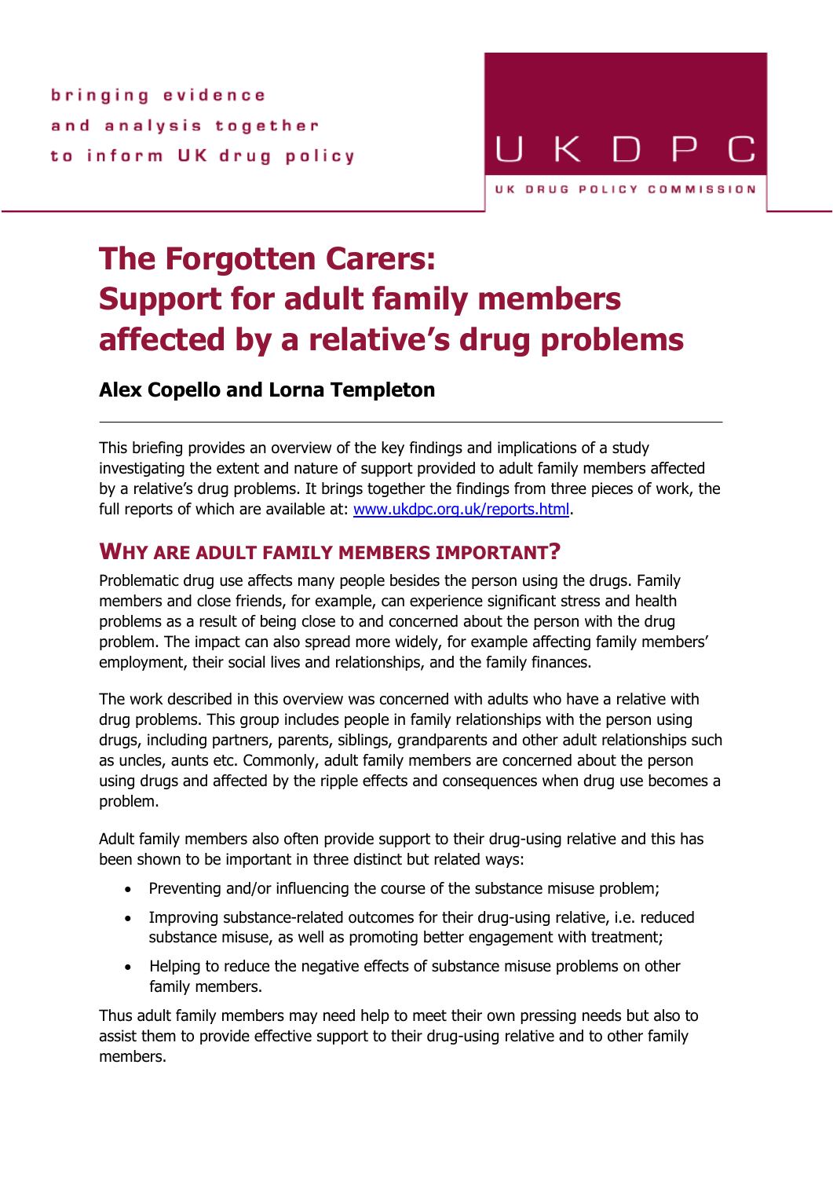bringing evidence
and analysis together
to inform UK drug policy

UKDPC

UK DRUG POLICY COMMISSION

# The Forgotten Carers: Support for adult family members affected by a relative's drug problems

**Alex Copello and Lorna Templeton**

---

This briefing provides an overview of the key findings and implications of a study investigating the extent and nature of support provided to adult family members affected by a relative's drug problems. It brings together the findings from three pieces of work, the full reports of which are available at: [www.ukdpc.org.uk/reports.html](www.ukdpc.org.uk/reports.html).

## WHY ARE ADULT FAMILY MEMBERS IMPORTANT?

Problematic drug use affects many people besides the person using the drugs. Family members and close friends, for example, can experience significant stress and health problems as a result of being close to and concerned about the person with the drug problem. The impact can also spread more widely, for example affecting family members' employment, their social lives and relationships, and the family finances.

The work described in this overview was concerned with adults who have a relative with drug problems. This group includes people in family relationships with the person using drugs, including partners, parents, siblings, grandparents and other adult relationships such as uncles, aunts etc. Commonly, adult family members are concerned about the person using drugs and affected by the ripple effects and consequences when drug use becomes a problem.

Adult family members also often provide support to their drug-using relative and this has been shown to be important in three distinct but related ways:

- Preventing and/or influencing the course of the substance misuse problem;
- Improving substance-related outcomes for their drug-using relative, i.e. reduced substance misuse, as well as promoting better engagement with treatment;
- Helping to reduce the negative effects of substance misuse problems on other family members.

Thus adult family members may need help to meet their own pressing needs but also to assist them to provide effective support to their drug-using relative and to other family members.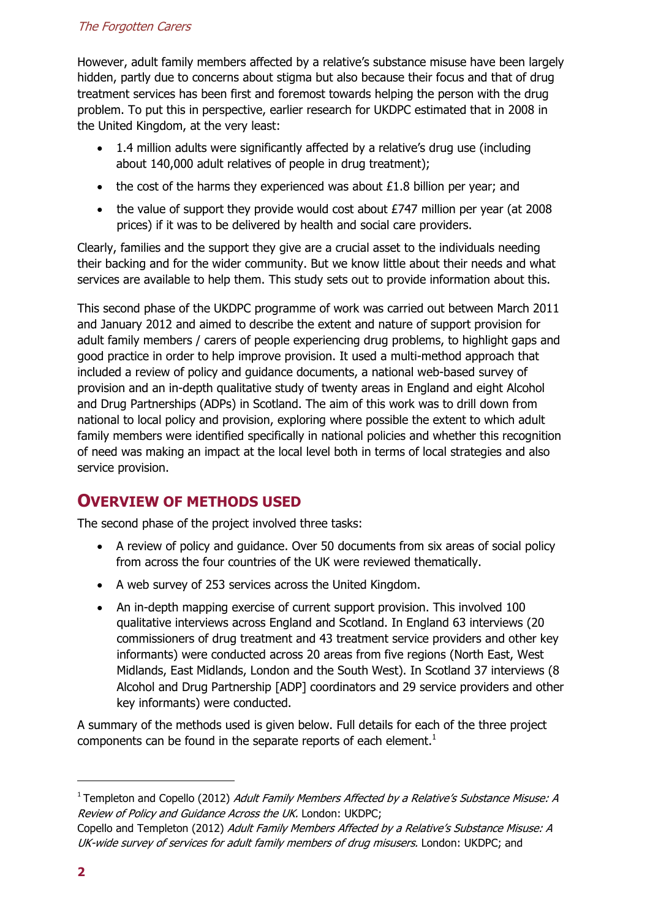However, adult family members affected by a relative's substance misuse have been largely hidden, partly due to concerns about stigma but also because their focus and that of drug treatment services has been first and foremost towards helping the person with the drug problem. To put this in perspective, earlier research for UKDPC estimated that in 2008 in the United Kingdom, at the very least:

- 1.4 million adults were significantly affected by a relative's drug use (including about 140,000 adult relatives of people in drug treatment);
- the cost of the harms they experienced was about £1.8 billion per year; and
- the value of support they provide would cost about £747 million per year (at 2008 prices) if it was to be delivered by health and social care providers.

Clearly, families and the support they give are a crucial asset to the individuals needing their backing and for the wider community. But we know little about their needs and what services are available to help them. This study sets out to provide information about this.

This second phase of the UKDPC programme of work was carried out between March 2011 and January 2012 and aimed to describe the extent and nature of support provision for adult family members / carers of people experiencing drug problems, to highlight gaps and good practice in order to help improve provision. It used a multi-method approach that included a review of policy and guidance documents, a national web-based survey of provision and an in-depth qualitative study of twenty areas in England and eight Alcohol and Drug Partnerships (ADPs) in Scotland. The aim of this work was to drill down from national to local policy and provision, exploring where possible the extent to which adult family members were identified specifically in national policies and whether this recognition of need was making an impact at the local level both in terms of local strategies and also service provision.

## OVERVIEW OF METHODS USED

The second phase of the project involved three tasks:

- A review of policy and guidance. Over 50 documents from six areas of social policy from across the four countries of the UK were reviewed thematically.
- A web survey of 253 services across the United Kingdom.
- An in-depth mapping exercise of current support provision. This involved 100 qualitative interviews across England and Scotland. In England 63 interviews (20 commissioners of drug treatment and 43 treatment service providers and other key informants) were conducted across 20 areas from five regions (North East, West Midlands, East Midlands, London and the South West). In Scotland 37 interviews (8 Alcohol and Drug Partnership [ADP] coordinators and 29 service providers and other key informants) were conducted.

A summary of the methods used is given below. Full details for each of the three project components can be found in the separate reports of each element.[1]

---

[1] Templeton and Copello (2012) *Adult Family Members Affected by a Relative's Substance Misuse: A Review of Policy and Guidance Across the UK.* London: UKDPC;
Copello and Templeton (2012) *Adult Family Members Affected by a Relative's Substance Misuse: A UK-wide survey of services for adult family members of drug misusers.* London: UKDPC; and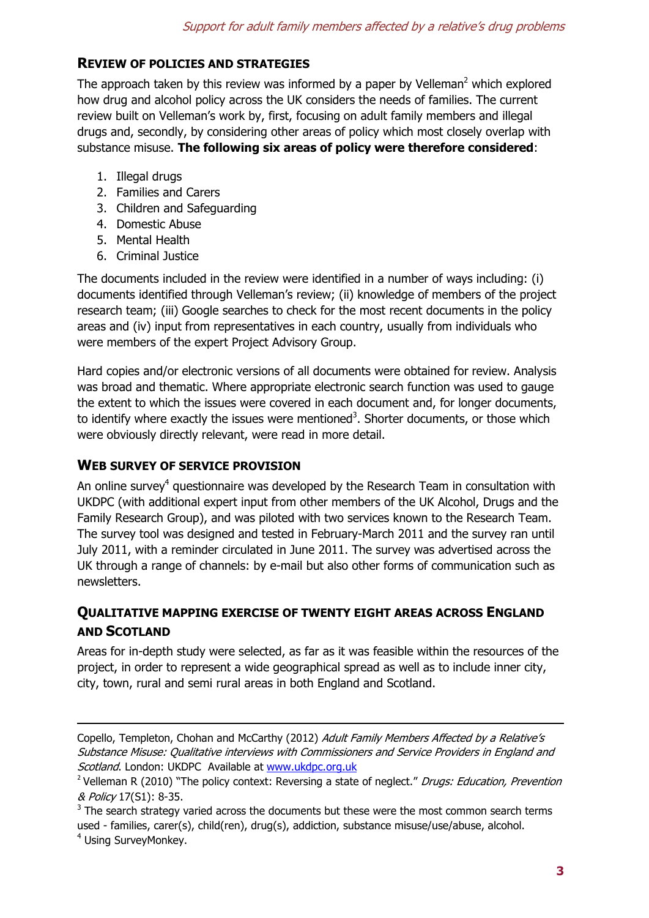## Review of policies and strategies

The approach taken by this review was informed by a paper by Velleman[2] which explored how drug and alcohol policy across the UK considers the needs of families. The current review built on Velleman's work by, first, focusing on adult family members and illegal drugs and, secondly, by considering other areas of policy which most closely overlap with substance misuse. **The following six areas of policy were therefore considered**:

1. Illegal drugs
2. Families and Carers
3. Children and Safeguarding
4. Domestic Abuse
5. Mental Health
6. Criminal Justice

The documents included in the review were identified in a number of ways including: (i) documents identified through Velleman's review; (ii) knowledge of members of the project research team; (iii) Google searches to check for the most recent documents in the policy areas and (iv) input from representatives in each country, usually from individuals who were members of the expert Project Advisory Group.

Hard copies and/or electronic versions of all documents were obtained for review. Analysis was broad and thematic. Where appropriate electronic search function was used to gauge the extent to which the issues were covered in each document and, for longer documents, to identify where exactly the issues were mentioned[3]. Shorter documents, or those which were obviously directly relevant, were read in more detail.

## Web survey of service provision

An online survey[4] questionnaire was developed by the Research Team in consultation with UKDPC (with additional expert input from other members of the UK Alcohol, Drugs and the Family Research Group), and was piloted with two services known to the Research Team. The survey tool was designed and tested in February-March 2011 and the survey ran until July 2011, with a reminder circulated in June 2011. The survey was advertised across the UK through a range of channels: by e-mail but also other forms of communication such as newsletters.

## Qualitative mapping exercise of twenty eight areas across England and Scotland

Areas for in-depth study were selected, as far as it was feasible within the resources of the project, in order to represent a wide geographical spread as well as to include inner city, city, town, rural and semi rural areas in both England and Scotland.

---

Copello, Templeton, Chohan and McCarthy (2012) *Adult Family Members Affected by a Relative's Substance Misuse: Qualitative interviews with Commissioners and Service Providers in England and Scotland*. London: UKDPC Available at www.ukdpc.org.uk

[2] Velleman R (2010) "The policy context: Reversing a state of neglect." *Drugs: Education, Prevention & Policy* 17(S1): 8-35.

[3] The search strategy varied across the documents but these were the most common search terms used - families, carer(s), child(ren), drug(s), addiction, substance misuse/use/abuse, alcohol.

[4] Using SurveyMonkey.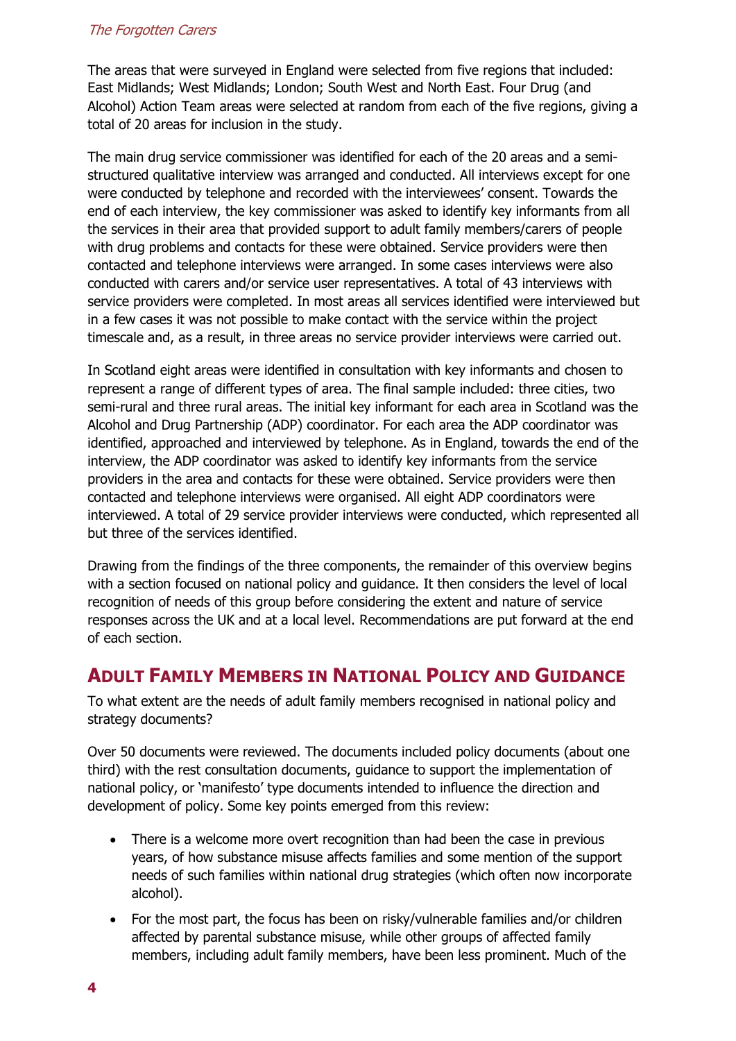The areas that were surveyed in England were selected from five regions that included: East Midlands; West Midlands; London; South West and North East. Four Drug (and Alcohol) Action Team areas were selected at random from each of the five regions, giving a total of 20 areas for inclusion in the study.

The main drug service commissioner was identified for each of the 20 areas and a semi-structured qualitative interview was arranged and conducted. All interviews except for one were conducted by telephone and recorded with the interviewees' consent. Towards the end of each interview, the key commissioner was asked to identify key informants from all the services in their area that provided support to adult family members/carers of people with drug problems and contacts for these were obtained. Service providers were then contacted and telephone interviews were arranged. In some cases interviews were also conducted with carers and/or service user representatives. A total of 43 interviews with service providers were completed. In most areas all services identified were interviewed but in a few cases it was not possible to make contact with the service within the project timescale and, as a result, in three areas no service provider interviews were carried out.

In Scotland eight areas were identified in consultation with key informants and chosen to represent a range of different types of area. The final sample included: three cities, two semi-rural and three rural areas. The initial key informant for each area in Scotland was the Alcohol and Drug Partnership (ADP) coordinator. For each area the ADP coordinator was identified, approached and interviewed by telephone. As in England, towards the end of the interview, the ADP coordinator was asked to identify key informants from the service providers in the area and contacts for these were obtained. Service providers were then contacted and telephone interviews were organised. All eight ADP coordinators were interviewed. A total of 29 service provider interviews were conducted, which represented all but three of the services identified.

Drawing from the findings of the three components, the remainder of this overview begins with a section focused on national policy and guidance. It then considers the level of local recognition of needs of this group before considering the extent and nature of service responses across the UK and at a local level. Recommendations are put forward at the end of each section.

## Adult Family Members in National Policy and Guidance

To what extent are the needs of adult family members recognised in national policy and strategy documents?

Over 50 documents were reviewed. The documents included policy documents (about one third) with the rest consultation documents, guidance to support the implementation of national policy, or 'manifesto' type documents intended to influence the direction and development of policy. Some key points emerged from this review:

- There is a welcome more overt recognition than had been the case in previous years, of how substance misuse affects families and some mention of the support needs of such families within national drug strategies (which often now incorporate alcohol).
- For the most part, the focus has been on risky/vulnerable families and/or children affected by parental substance misuse, while other groups of affected family members, including adult family members, have been less prominent. Much of the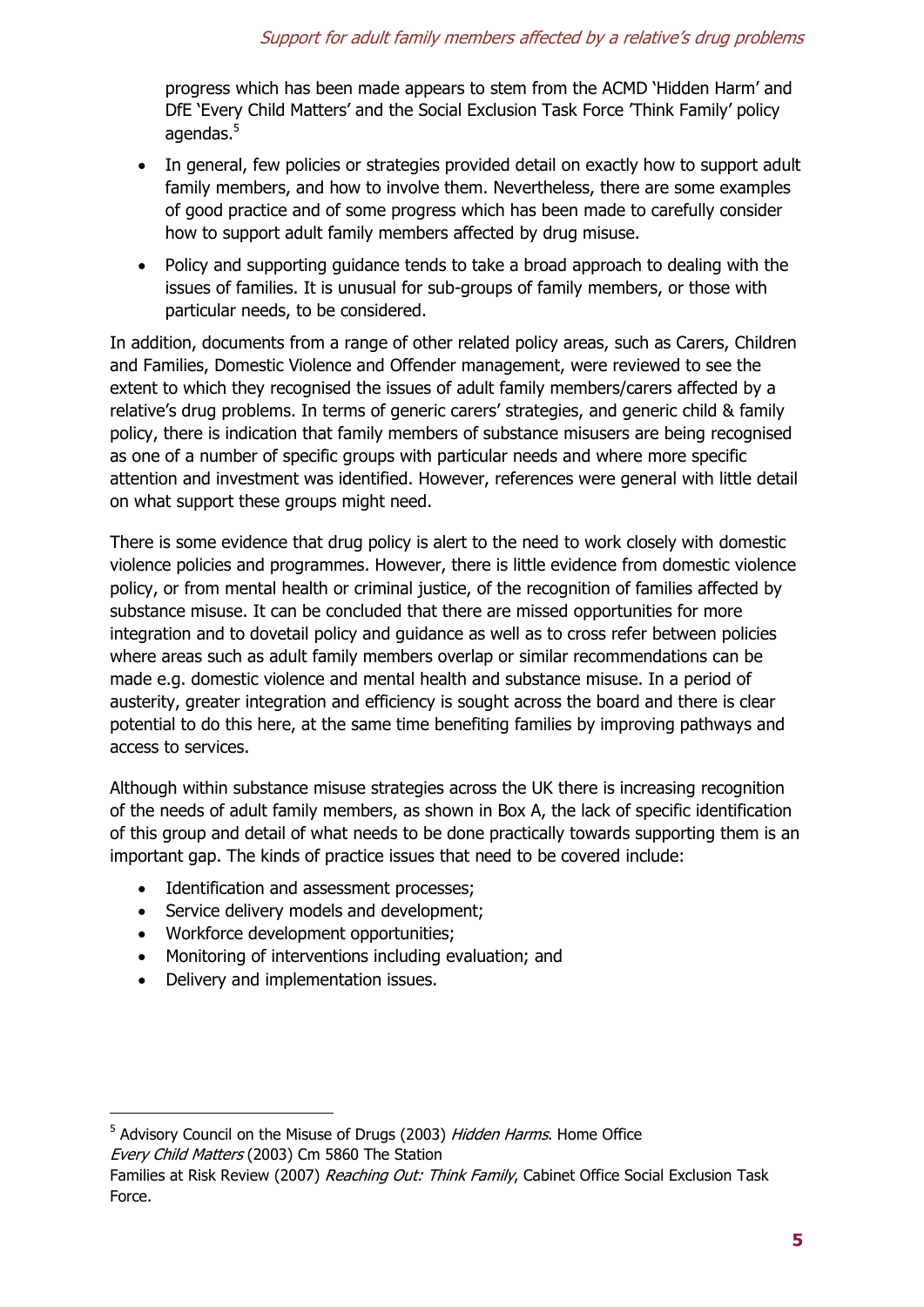progress which has been made appears to stem from the ACMD 'Hidden Harm' and DfE 'Every Child Matters' and the Social Exclusion Task Force 'Think Family' policy agendas.[5]

- In general, few policies or strategies provided detail on exactly how to support adult family members, and how to involve them. Nevertheless, there are some examples of good practice and of some progress which has been made to carefully consider how to support adult family members affected by drug misuse.
- Policy and supporting guidance tends to take a broad approach to dealing with the issues of families. It is unusual for sub-groups of family members, or those with particular needs, to be considered.

In addition, documents from a range of other related policy areas, such as Carers, Children and Families, Domestic Violence and Offender management, were reviewed to see the extent to which they recognised the issues of adult family members/carers affected by a relative's drug problems. In terms of generic carers' strategies, and generic child & family policy, there is indication that family members of substance misusers are being recognised as one of a number of specific groups with particular needs and where more specific attention and investment was identified. However, references were general with little detail on what support these groups might need.

There is some evidence that drug policy is alert to the need to work closely with domestic violence policies and programmes. However, there is little evidence from domestic violence policy, or from mental health or criminal justice, of the recognition of families affected by substance misuse. It can be concluded that there are missed opportunities for more integration and to dovetail policy and guidance as well as to cross refer between policies where areas such as adult family members overlap or similar recommendations can be made e.g. domestic violence and mental health and substance misuse. In a period of austerity, greater integration and efficiency is sought across the board and there is clear potential to do this here, at the same time benefiting families by improving pathways and access to services.

Although within substance misuse strategies across the UK there is increasing recognition of the needs of adult family members, as shown in Box A, the lack of specific identification of this group and detail of what needs to be done practically towards supporting them is an important gap. The kinds of practice issues that need to be covered include:

- Identification and assessment processes;
- Service delivery models and development;
- Workforce development opportunities;
- Monitoring of interventions including evaluation; and
- Delivery and implementation issues.

---

[5] Advisory Council on the Misuse of Drugs (2003) *Hidden Harms*. Home Office
*Every Child Matters* (2003) Cm 5860 The Station
Families at Risk Review (2007) *Reaching Out: Think Family*, Cabinet Office Social Exclusion Task Force.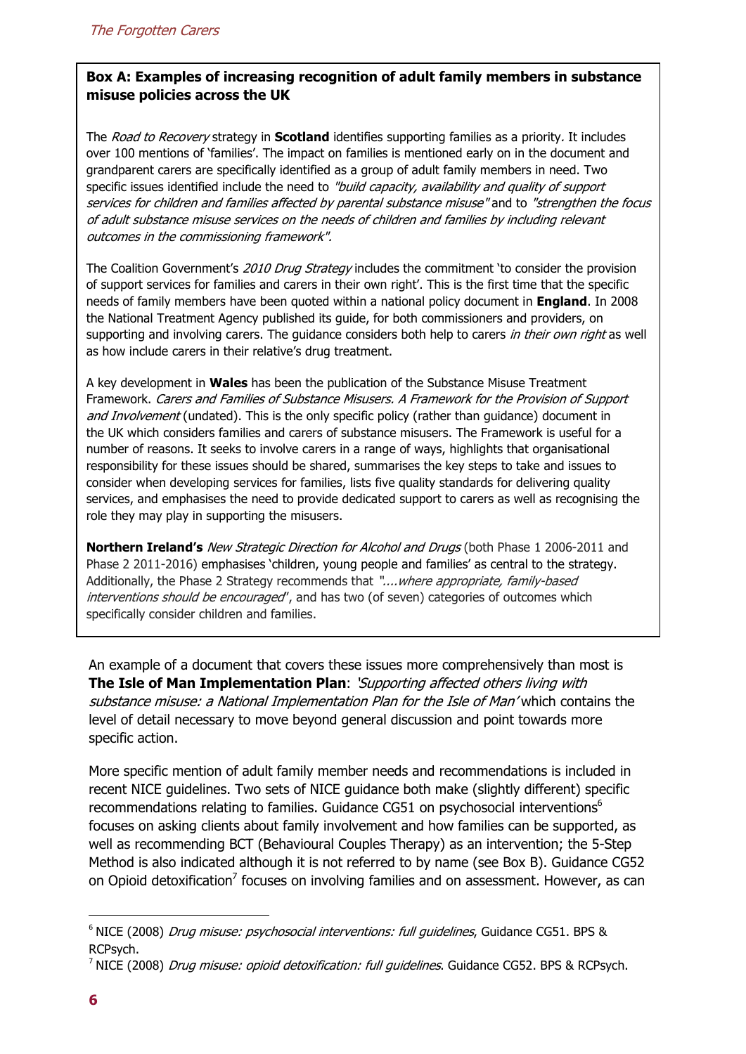**Box A: Examples of increasing recognition of adult family members in substance misuse policies across the UK**

The *Road to Recovery* strategy in **Scotland** identifies supporting families as a priority. It includes over 100 mentions of 'families'. The impact on families is mentioned early on in the document and grandparent carers are specifically identified as a group of adult family members in need. Two specific issues identified include the need to *"build capacity, availability and quality of support services for children and families affected by parental substance misuse"* and to *"strengthen the focus of adult substance misuse services on the needs of children and families by including relevant outcomes in the commissioning framework".*

The Coalition Government's *2010 Drug Strategy* includes the commitment 'to consider the provision of support services for families and carers in their own right'. This is the first time that the specific needs of family members have been quoted within a national policy document in **England**. In 2008 the National Treatment Agency published its guide, for both commissioners and providers, on supporting and involving carers. The guidance considers both help to carers *in their own right* as well as how include carers in their relative's drug treatment.

A key development in **Wales** has been the publication of the Substance Misuse Treatment Framework. *Carers and Families of Substance Misusers. A Framework for the Provision of Support and Involvement* (undated). This is the only specific policy (rather than guidance) document in the UK which considers families and carers of substance misusers. The Framework is useful for a number of reasons. It seeks to involve carers in a range of ways, highlights that organisational responsibility for these issues should be shared, summarises the key steps to take and issues to consider when developing services for families, lists five quality standards for delivering quality services, and emphasises the need to provide dedicated support to carers as well as recognising the role they may play in supporting the misusers.

**Northern Ireland's** *New Strategic Direction for Alcohol and Drugs* (both Phase 1 2006-2011 and Phase 2 2011-2016) emphasises 'children, young people and families' as central to the strategy. Additionally, the Phase 2 Strategy recommends that *"....where appropriate, family-based interventions should be encouraged"*, and has two (of seven) categories of outcomes which specifically consider children and families.

An example of a document that covers these issues more comprehensively than most is **The Isle of Man Implementation Plan**: *'Supporting affected others living with substance misuse: a National Implementation Plan for the Isle of Man'* which contains the level of detail necessary to move beyond general discussion and point towards more specific action.

More specific mention of adult family member needs and recommendations is included in recent NICE guidelines. Two sets of NICE guidance both make (slightly different) specific recommendations relating to families. Guidance CG51 on psychosocial interventions[6] focuses on asking clients about family involvement and how families can be supported, as well as recommending BCT (Behavioural Couples Therapy) as an intervention; the 5-Step Method is also indicated although it is not referred to by name (see Box B). Guidance CG52 on Opioid detoxification[7] focuses on involving families and on assessment. However, as can

[6] NICE (2008) *Drug misuse: psychosocial interventions: full guidelines*, Guidance CG51. BPS & RCPsych.

[7] NICE (2008) *Drug misuse: opioid detoxification: full guidelines*. Guidance CG52. BPS & RCPsych.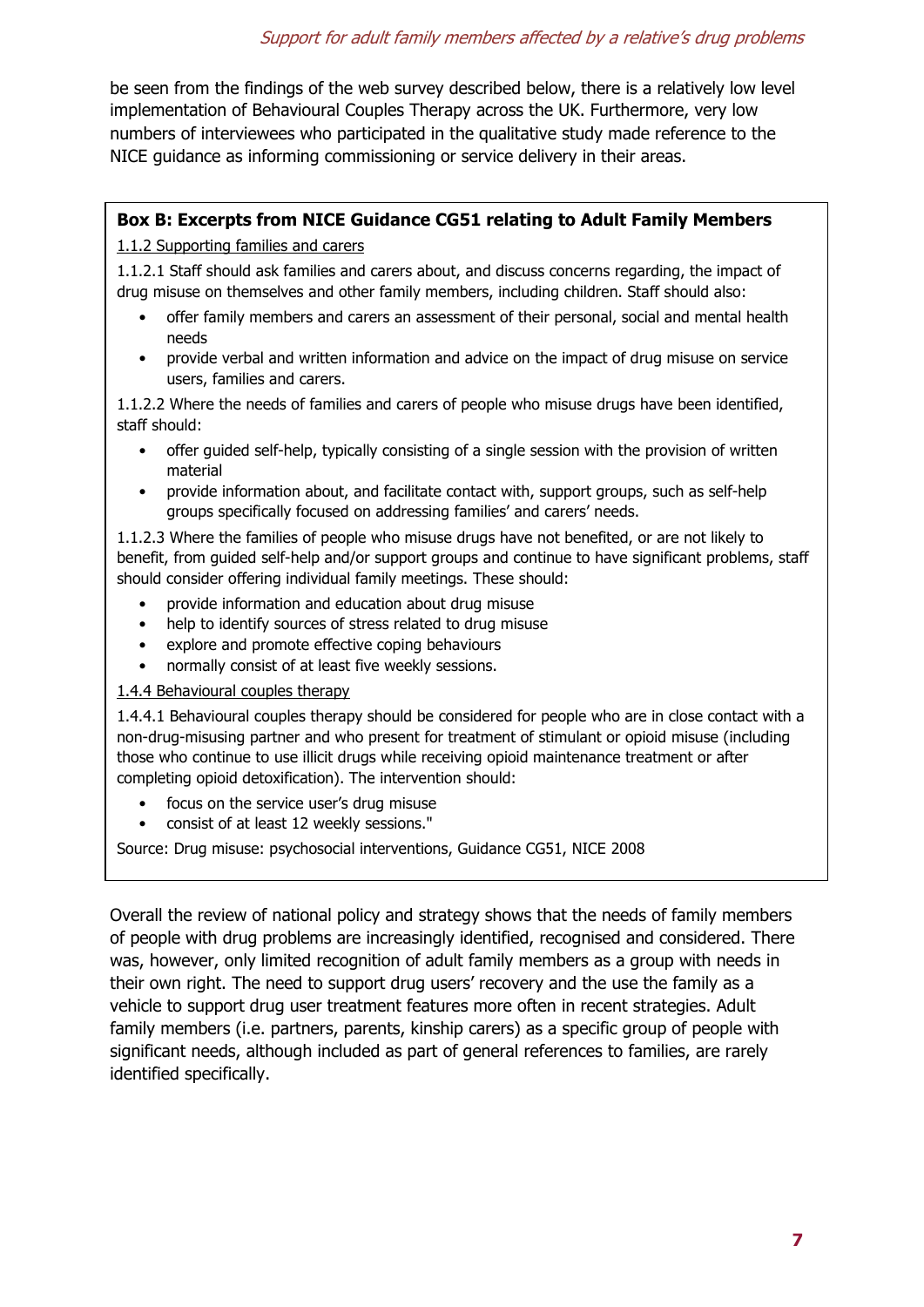be seen from the findings of the web survey described below, there is a relatively low level implementation of Behavioural Couples Therapy across the UK. Furthermore, very low numbers of interviewees who participated in the qualitative study made reference to the NICE guidance as informing commissioning or service delivery in their areas.

**Box B: Excerpts from NICE Guidance CG51 relating to Adult Family Members**

1.1.2 Supporting families and carers

1.1.2.1 Staff should ask families and carers about, and discuss concerns regarding, the impact of drug misuse on themselves and other family members, including children. Staff should also:

- offer family members and carers an assessment of their personal, social and mental health needs
- provide verbal and written information and advice on the impact of drug misuse on service users, families and carers.

1.1.2.2 Where the needs of families and carers of people who misuse drugs have been identified, staff should:

- offer guided self-help, typically consisting of a single session with the provision of written material
- provide information about, and facilitate contact with, support groups, such as self-help groups specifically focused on addressing families' and carers' needs.

1.1.2.3 Where the families of people who misuse drugs have not benefited, or are not likely to benefit, from guided self-help and/or support groups and continue to have significant problems, staff should consider offering individual family meetings. These should:

- provide information and education about drug misuse
- help to identify sources of stress related to drug misuse
- explore and promote effective coping behaviours
- normally consist of at least five weekly sessions.

1.4.4 Behavioural couples therapy

1.4.4.1 Behavioural couples therapy should be considered for people who are in close contact with a non-drug-misusing partner and who present for treatment of stimulant or opioid misuse (including those who continue to use illicit drugs while receiving opioid maintenance treatment or after completing opioid detoxification). The intervention should:

- focus on the service user's drug misuse
- consist of at least 12 weekly sessions."

Source: Drug misuse: psychosocial interventions, Guidance CG51, NICE 2008

Overall the review of national policy and strategy shows that the needs of family members of people with drug problems are increasingly identified, recognised and considered. There was, however, only limited recognition of adult family members as a group with needs in their own right. The need to support drug users' recovery and the use the family as a vehicle to support drug user treatment features more often in recent strategies. Adult family members (i.e. partners, parents, kinship carers) as a specific group of people with significant needs, although included as part of general references to families, are rarely identified specifically.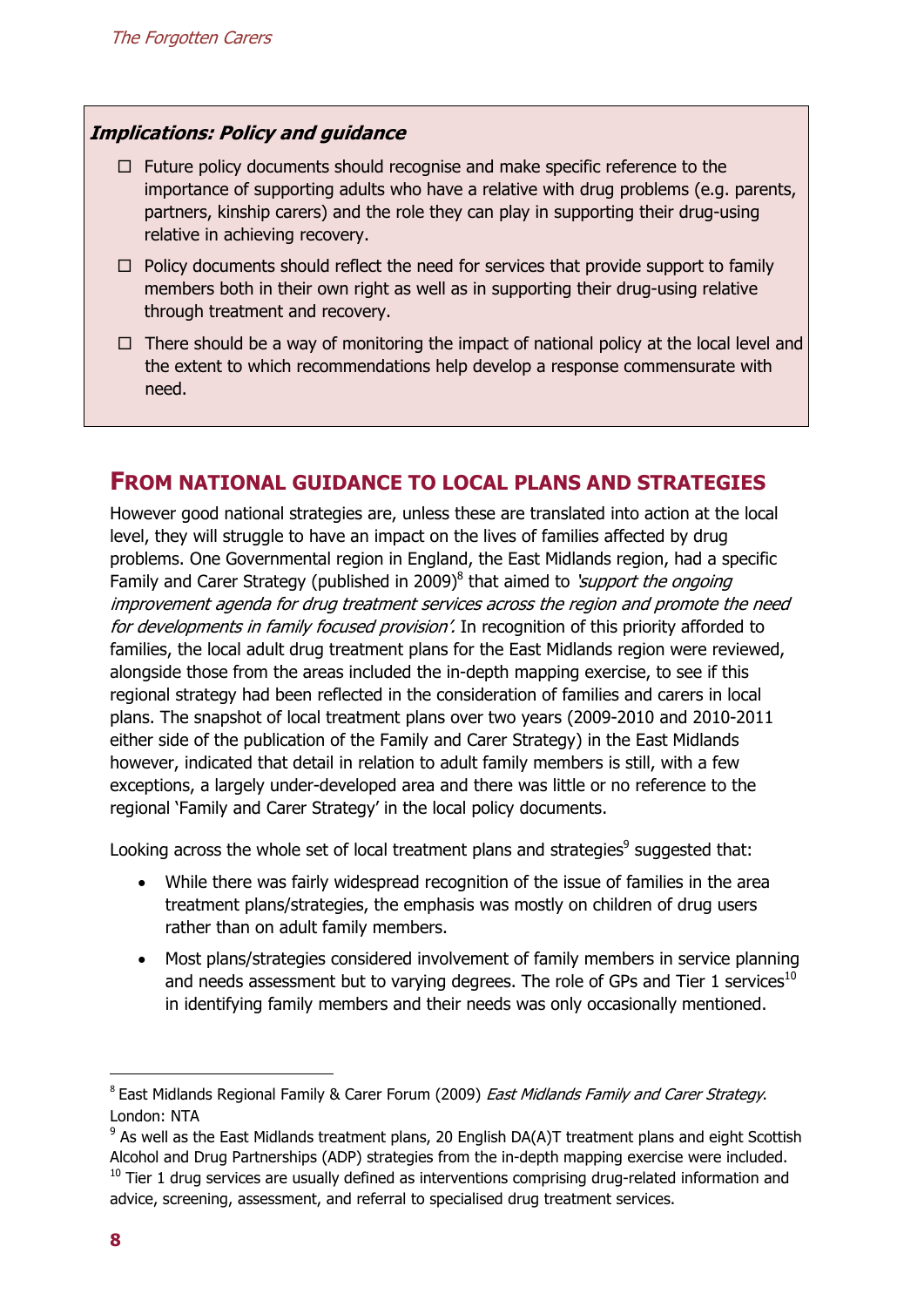**_Implications: Policy and guidance_**

- ☐ Future policy documents should recognise and make specific reference to the importance of supporting adults who have a relative with drug problems (e.g. parents, partners, kinship carers) and the role they can play in supporting their drug-using relative in achieving recovery.
- ☐ Policy documents should reflect the need for services that provide support to family members both in their own right as well as in supporting their drug-using relative through treatment and recovery.
- ☐ There should be a way of monitoring the impact of national policy at the local level and the extent to which recommendations help develop a response commensurate with need.

## FROM NATIONAL GUIDANCE TO LOCAL PLANS AND STRATEGIES

However good national strategies are, unless these are translated into action at the local level, they will struggle to have an impact on the lives of families affected by drug problems. One Governmental region in England, the East Midlands region, had a specific Family and Carer Strategy (published in 2009)[8] that aimed to *'support the ongoing improvement agenda for drug treatment services across the region and promote the need for developments in family focused provision'.* In recognition of this priority afforded to families, the local adult drug treatment plans for the East Midlands region were reviewed, alongside those from the areas included the in-depth mapping exercise, to see if this regional strategy had been reflected in the consideration of families and carers in local plans. The snapshot of local treatment plans over two years (2009-2010 and 2010-2011 either side of the publication of the Family and Carer Strategy) in the East Midlands however, indicated that detail in relation to adult family members is still, with a few exceptions, a largely under-developed area and there was little or no reference to the regional 'Family and Carer Strategy' in the local policy documents.

Looking across the whole set of local treatment plans and strategies[9] suggested that:

- While there was fairly widespread recognition of the issue of families in the area treatment plans/strategies, the emphasis was mostly on children of drug users rather than on adult family members.
- Most plans/strategies considered involvement of family members in service planning and needs assessment but to varying degrees. The role of GPs and Tier 1 services[10] in identifying family members and their needs was only occasionally mentioned.

---

[8] East Midlands Regional Family & Carer Forum (2009) *East Midlands Family and Carer Strategy*. London: NTA

[9] As well as the East Midlands treatment plans, 20 English DA(A)T treatment plans and eight Scottish Alcohol and Drug Partnerships (ADP) strategies from the in-depth mapping exercise were included.

[10] Tier 1 drug services are usually defined as interventions comprising drug-related information and advice, screening, assessment, and referral to specialised drug treatment services.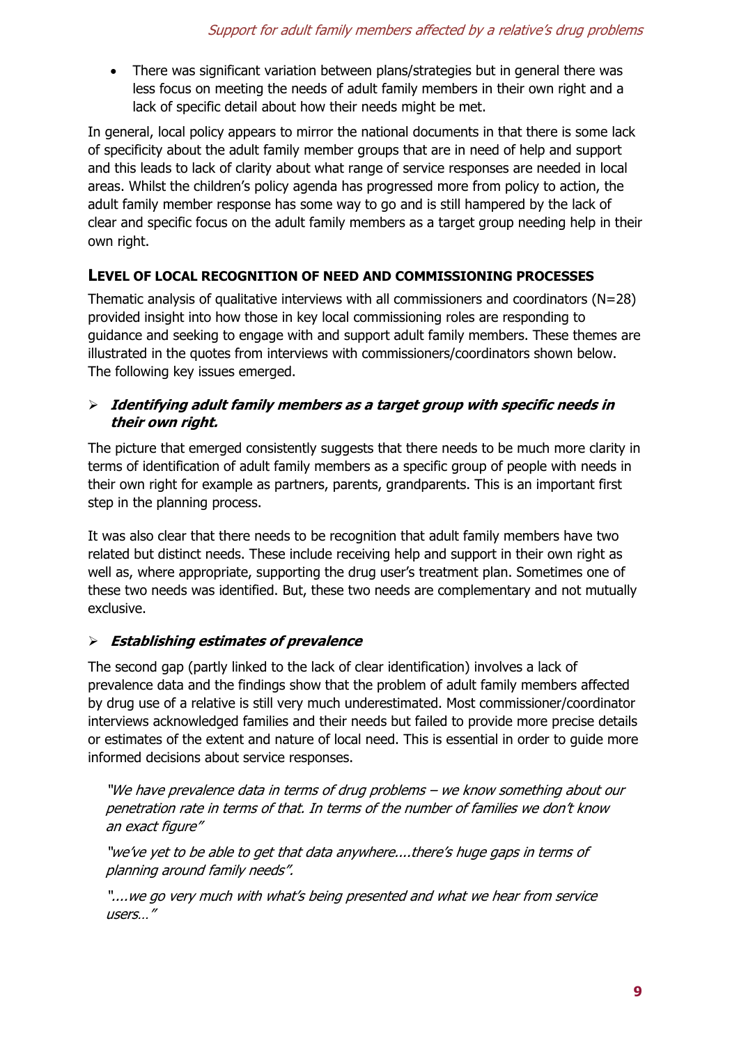- There was significant variation between plans/strategies but in general there was less focus on meeting the needs of adult family members in their own right and a lack of specific detail about how their needs might be met.

In general, local policy appears to mirror the national documents in that there is some lack of specificity about the adult family member groups that are in need of help and support and this leads to lack of clarity about what range of service responses are needed in local areas. Whilst the children's policy agenda has progressed more from policy to action, the adult family member response has some way to go and is still hampered by the lack of clear and specific focus on the adult family members as a target group needing help in their own right.

### LEVEL OF LOCAL RECOGNITION OF NEED AND COMMISSIONING PROCESSES

Thematic analysis of qualitative interviews with all commissioners and coordinators (N=28) provided insight into how those in key local commissioning roles are responding to guidance and seeking to engage with and support adult family members. These themes are illustrated in the quotes from interviews with commissioners/coordinators shown below. The following key issues emerged.

- ***Identifying adult family members as a target group with specific needs in their own right.***

The picture that emerged consistently suggests that there needs to be much more clarity in terms of identification of adult family members as a specific group of people with needs in their own right for example as partners, parents, grandparents. This is an important first step in the planning process.

It was also clear that there needs to be recognition that adult family members have two related but distinct needs. These include receiving help and support in their own right as well as, where appropriate, supporting the drug user's treatment plan. Sometimes one of these two needs was identified. But, these two needs are complementary and not mutually exclusive.

- ***Establishing estimates of prevalence***

The second gap (partly linked to the lack of clear identification) involves a lack of prevalence data and the findings show that the problem of adult family members affected by drug use of a relative is still very much underestimated. Most commissioner/coordinator interviews acknowledged families and their needs but failed to provide more precise details or estimates of the extent and nature of local need. This is essential in order to guide more informed decisions about service responses.

> *"We have prevalence data in terms of drug problems – we know something about our penetration rate in terms of that. In terms of the number of families we don't know an exact figure"*
>
> *"we've yet to be able to get that data anywhere....there's huge gaps in terms of planning around family needs".*
>
> *"....we go very much with what's being presented and what we hear from service users…"*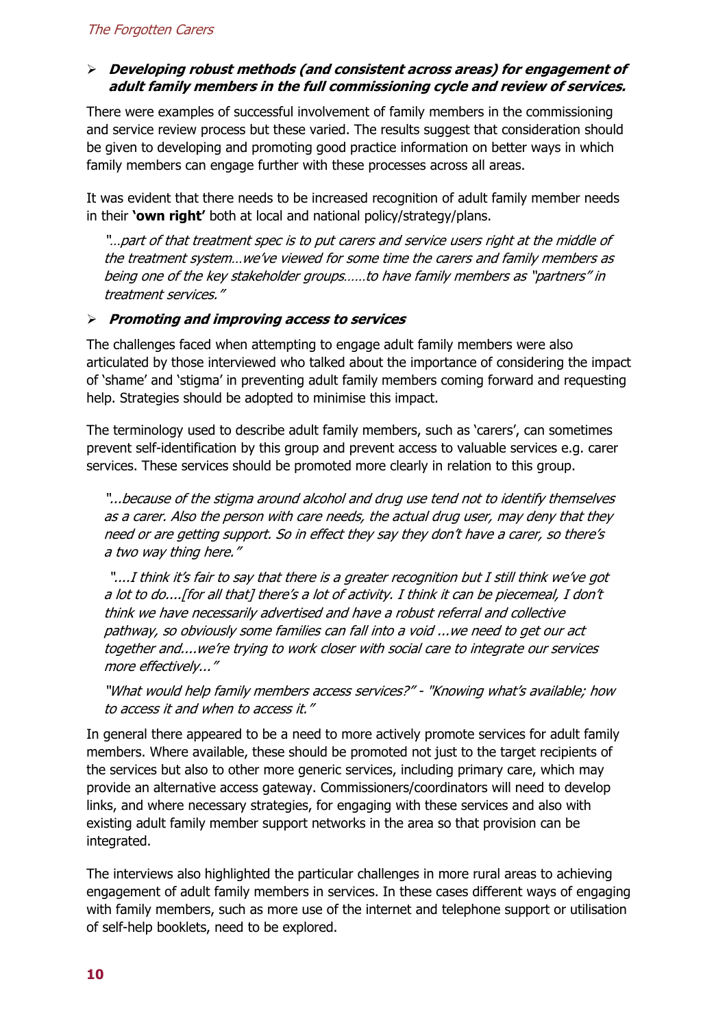- ***Developing robust methods (and consistent across areas) for engagement of adult family members in the full commissioning cycle and review of services.***

There were examples of successful involvement of family members in the commissioning and service review process but these varied. The results suggest that consideration should be given to developing and promoting good practice information on better ways in which family members can engage further with these processes across all areas.

It was evident that there needs to be increased recognition of adult family member needs in their **'own right'** both at local and national policy/strategy/plans.

> *"…part of that treatment spec is to put carers and service users right at the middle of the treatment system…we've viewed for some time the carers and family members as being one of the key stakeholder groups……to have family members as "partners" in treatment services."*

- ***Promoting and improving access to services***

The challenges faced when attempting to engage adult family members were also articulated by those interviewed who talked about the importance of considering the impact of 'shame' and 'stigma' in preventing adult family members coming forward and requesting help. Strategies should be adopted to minimise this impact.

The terminology used to describe adult family members, such as 'carers', can sometimes prevent self-identification by this group and prevent access to valuable services e.g. carer services. These services should be promoted more clearly in relation to this group.

> *"...because of the stigma around alcohol and drug use tend not to identify themselves as a carer. Also the person with care needs, the actual drug user, may deny that they need or are getting support. So in effect they say they don't have a carer, so there's a two way thing here."*

> *"....I think it's fair to say that there is a greater recognition but I still think we've got a lot to do....[for all that] there's a lot of activity. I think it can be piecemeal, I don't think we have necessarily advertised and have a robust referral and collective pathway, so obviously some families can fall into a void ...we need to get our act together and....we're trying to work closer with social care to integrate our services more effectively..."*

> *"What would help family members access services?" - "Knowing what's available; how to access it and when to access it."*

In general there appeared to be a need to more actively promote services for adult family members. Where available, these should be promoted not just to the target recipients of the services but also to other more generic services, including primary care, which may provide an alternative access gateway. Commissioners/coordinators will need to develop links, and where necessary strategies, for engaging with these services and also with existing adult family member support networks in the area so that provision can be integrated.

The interviews also highlighted the particular challenges in more rural areas to achieving engagement of adult family members in services. In these cases different ways of engaging with family members, such as more use of the internet and telephone support or utilisation of self-help booklets, need to be explored.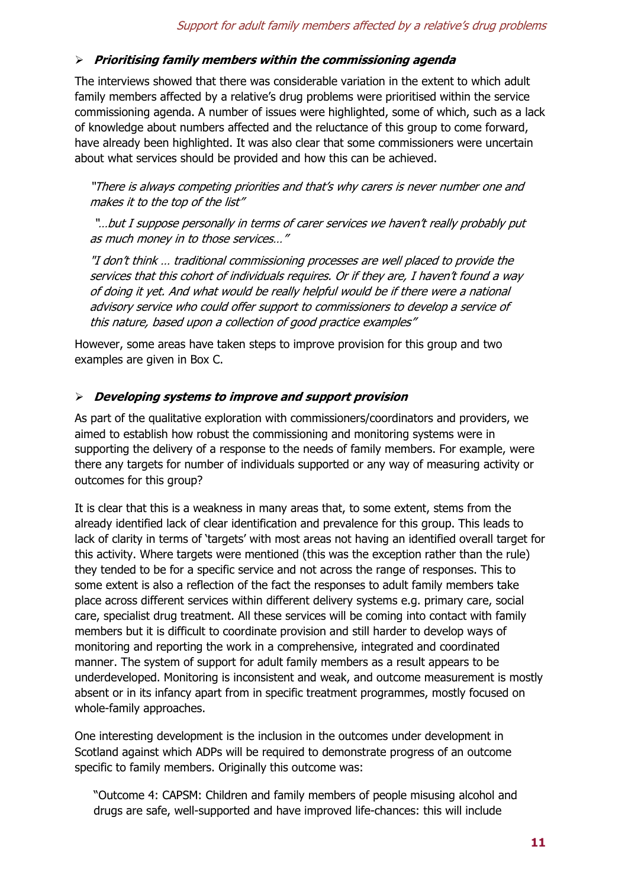- ***Prioritising family members within the commissioning agenda***

The interviews showed that there was considerable variation in the extent to which adult family members affected by a relative's drug problems were prioritised within the service commissioning agenda. A number of issues were highlighted, some of which, such as a lack of knowledge about numbers affected and the reluctance of this group to come forward, have already been highlighted. It was also clear that some commissioners were uncertain about what services should be provided and how this can be achieved.

> *"There is always competing priorities and that's why carers is never number one and makes it to the top of the list"*
>
> *"…but I suppose personally in terms of carer services we haven't really probably put as much money in to those services…"*
>
> *"I don't think … traditional commissioning processes are well placed to provide the services that this cohort of individuals requires. Or if they are, I haven't found a way of doing it yet. And what would be really helpful would be if there were a national advisory service who could offer support to commissioners to develop a service of this nature, based upon a collection of good practice examples"*

However, some areas have taken steps to improve provision for this group and two examples are given in Box C.

- ***Developing systems to improve and support provision***

As part of the qualitative exploration with commissioners/coordinators and providers, we aimed to establish how robust the commissioning and monitoring systems were in supporting the delivery of a response to the needs of family members. For example, were there any targets for number of individuals supported or any way of measuring activity or outcomes for this group?

It is clear that this is a weakness in many areas that, to some extent, stems from the already identified lack of clear identification and prevalence for this group. This leads to lack of clarity in terms of 'targets' with most areas not having an identified overall target for this activity. Where targets were mentioned (this was the exception rather than the rule) they tended to be for a specific service and not across the range of responses. This to some extent is also a reflection of the fact the responses to adult family members take place across different services within different delivery systems e.g. primary care, social care, specialist drug treatment. All these services will be coming into contact with family members but it is difficult to coordinate provision and still harder to develop ways of monitoring and reporting the work in a comprehensive, integrated and coordinated manner. The system of support for adult family members as a result appears to be underdeveloped. Monitoring is inconsistent and weak, and outcome measurement is mostly absent or in its infancy apart from in specific treatment programmes, mostly focused on whole-family approaches.

One interesting development is the inclusion in the outcomes under development in Scotland against which ADPs will be required to demonstrate progress of an outcome specific to family members. Originally this outcome was:

> "Outcome 4: CAPSM: Children and family members of people misusing alcohol and drugs are safe, well-supported and have improved life-chances: this will include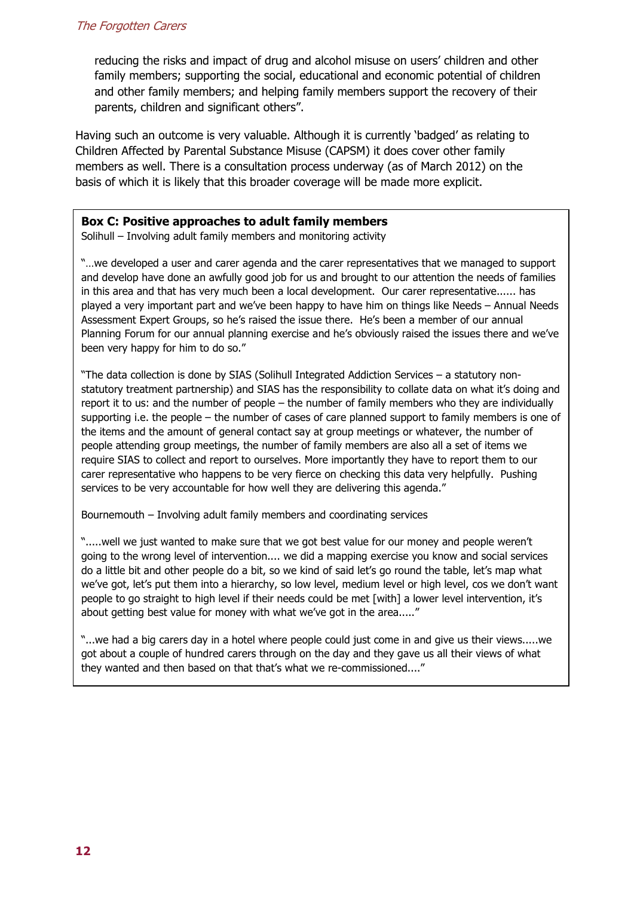reducing the risks and impact of drug and alcohol misuse on users' children and other family members; supporting the social, educational and economic potential of children and other family members; and helping family members support the recovery of their parents, children and significant others".

Having such an outcome is very valuable. Although it is currently 'badged' as relating to Children Affected by Parental Substance Misuse (CAPSM) it does cover other family members as well. There is a consultation process underway (as of March 2012) on the basis of which it is likely that this broader coverage will be made more explicit.

**Box C: Positive approaches to adult family members**

Solihull – Involving adult family members and monitoring activity

"…we developed a user and carer agenda and the carer representatives that we managed to support and develop have done an awfully good job for us and brought to our attention the needs of families in this area and that has very much been a local development. Our carer representative...... has played a very important part and we've been happy to have him on things like Needs – Annual Needs Assessment Expert Groups, so he's raised the issue there. He's been a member of our annual Planning Forum for our annual planning exercise and he's obviously raised the issues there and we've been very happy for him to do so."

"The data collection is done by SIAS (Solihull Integrated Addiction Services – a statutory non-statutory treatment partnership) and SIAS has the responsibility to collate data on what it's doing and report it to us: and the number of people – the number of family members who they are individually supporting i.e. the people – the number of cases of care planned support to family members is one of the items and the amount of general contact say at group meetings or whatever, the number of people attending group meetings, the number of family members are also all a set of items we require SIAS to collect and report to ourselves. More importantly they have to report them to our carer representative who happens to be very fierce on checking this data very helpfully. Pushing services to be very accountable for how well they are delivering this agenda."

Bournemouth – Involving adult family members and coordinating services

".....well we just wanted to make sure that we got best value for our money and people weren't going to the wrong level of intervention.... we did a mapping exercise you know and social services do a little bit and other people do a bit, so we kind of said let's go round the table, let's map what we've got, let's put them into a hierarchy, so low level, medium level or high level, cos we don't want people to go straight to high level if their needs could be met [with] a lower level intervention, it's about getting best value for money with what we've got in the area....."

"...we had a big carers day in a hotel where people could just come in and give us their views.....we got about a couple of hundred carers through on the day and they gave us all their views of what they wanted and then based on that that's what we re-commissioned...."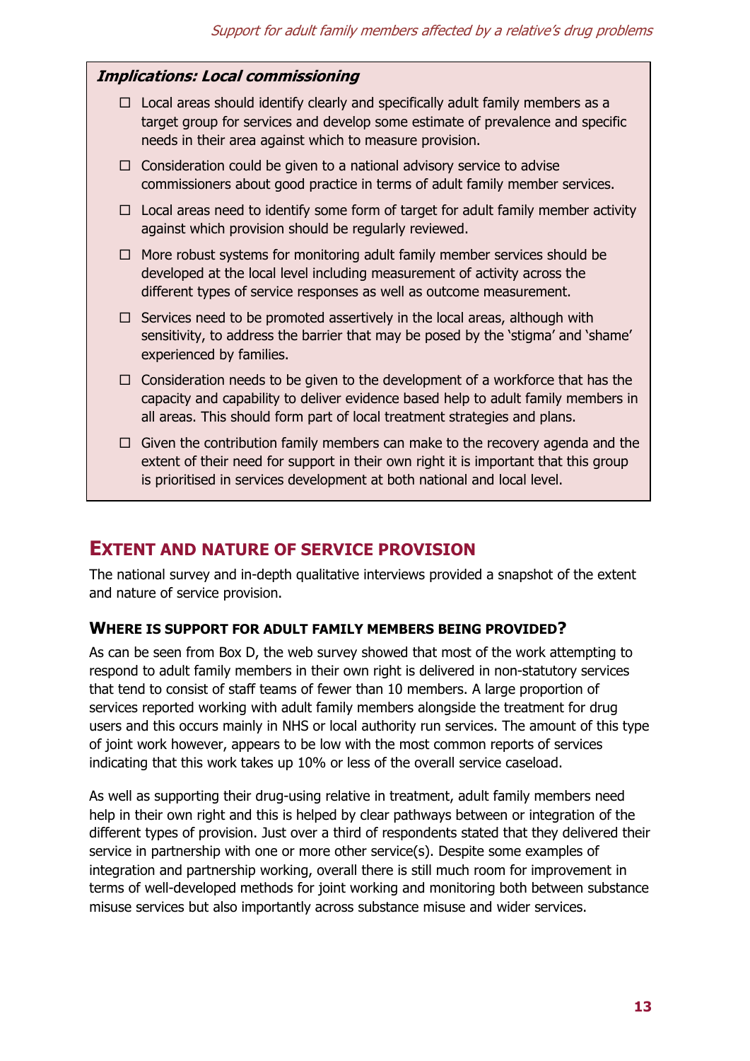***Implications: Local commissioning***

- ☐ Local areas should identify clearly and specifically adult family members as a target group for services and develop some estimate of prevalence and specific needs in their area against which to measure provision.
- ☐ Consideration could be given to a national advisory service to advise commissioners about good practice in terms of adult family member services.
- ☐ Local areas need to identify some form of target for adult family member activity against which provision should be regularly reviewed.
- ☐ More robust systems for monitoring adult family member services should be developed at the local level including measurement of activity across the different types of service responses as well as outcome measurement.
- ☐ Services need to be promoted assertively in the local areas, although with sensitivity, to address the barrier that may be posed by the 'stigma' and 'shame' experienced by families.
- ☐ Consideration needs to be given to the development of a workforce that has the capacity and capability to deliver evidence based help to adult family members in all areas. This should form part of local treatment strategies and plans.
- ☐ Given the contribution family members can make to the recovery agenda and the extent of their need for support in their own right it is important that this group is prioritised in services development at both national and local level.

## EXTENT AND NATURE OF SERVICE PROVISION

The national survey and in-depth qualitative interviews provided a snapshot of the extent and nature of service provision.

### WHERE IS SUPPORT FOR ADULT FAMILY MEMBERS BEING PROVIDED?

As can be seen from Box D, the web survey showed that most of the work attempting to respond to adult family members in their own right is delivered in non-statutory services that tend to consist of staff teams of fewer than 10 members. A large proportion of services reported working with adult family members alongside the treatment for drug users and this occurs mainly in NHS or local authority run services. The amount of this type of joint work however, appears to be low with the most common reports of services indicating that this work takes up 10% or less of the overall service caseload.

As well as supporting their drug-using relative in treatment, adult family members need help in their own right and this is helped by clear pathways between or integration of the different types of provision. Just over a third of respondents stated that they delivered their service in partnership with one or more other service(s). Despite some examples of integration and partnership working, overall there is still much room for improvement in terms of well-developed methods for joint working and monitoring both between substance misuse services but also importantly across substance misuse and wider services.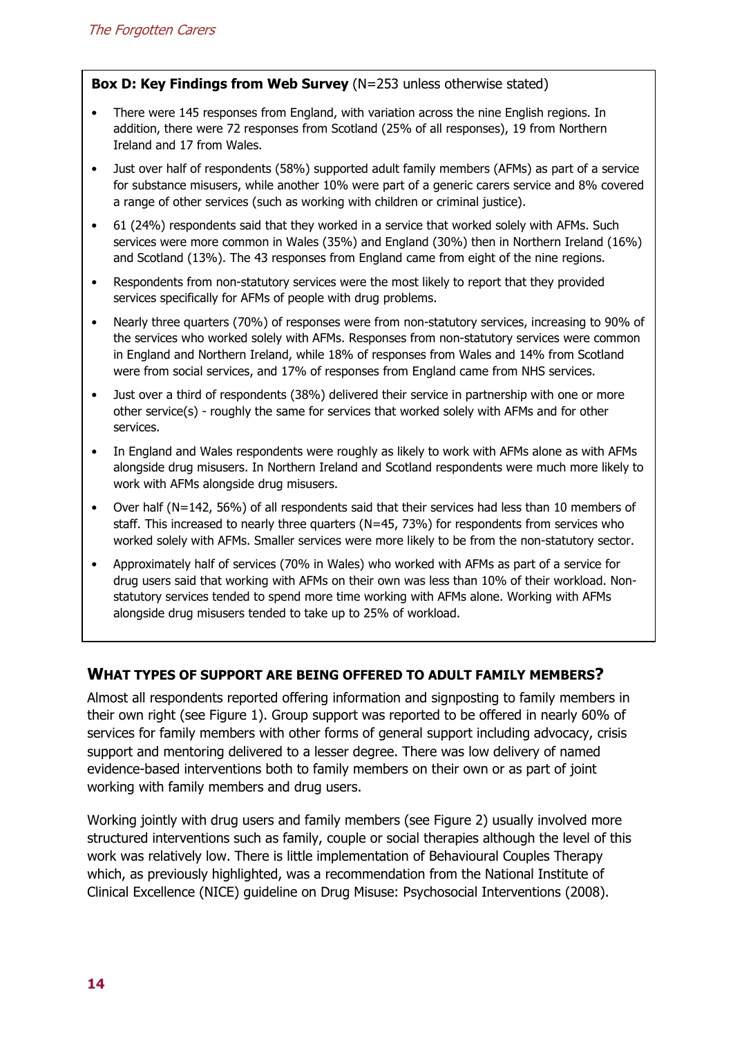**Box D: Key Findings from Web Survey** (N=253 unless otherwise stated)

- There were 145 responses from England, with variation across the nine English regions. In addition, there were 72 responses from Scotland (25% of all responses), 19 from Northern Ireland and 17 from Wales.
- Just over half of respondents (58%) supported adult family members (AFMs) as part of a service for substance misusers, while another 10% were part of a generic carers service and 8% covered a range of other services (such as working with children or criminal justice).
- 61 (24%) respondents said that they worked in a service that worked solely with AFMs. Such services were more common in Wales (35%) and England (30%) then in Northern Ireland (16%) and Scotland (13%). The 43 responses from England came from eight of the nine regions.
- Respondents from non-statutory services were the most likely to report that they provided services specifically for AFMs of people with drug problems.
- Nearly three quarters (70%) of responses were from non-statutory services, increasing to 90% of the services who worked solely with AFMs. Responses from non-statutory services were common in England and Northern Ireland, while 18% of responses from Wales and 14% from Scotland were from social services, and 17% of responses from England came from NHS services.
- Just over a third of respondents (38%) delivered their service in partnership with one or more other service(s) - roughly the same for services that worked solely with AFMs and for other services.
- In England and Wales respondents were roughly as likely to work with AFMs alone as with AFMs alongside drug misusers. In Northern Ireland and Scotland respondents were much more likely to work with AFMs alongside drug misusers.
- Over half (N=142, 56%) of all respondents said that their services had less than 10 members of staff. This increased to nearly three quarters (N=45, 73%) for respondents from services who worked solely with AFMs. Smaller services were more likely to be from the non-statutory sector.
- Approximately half of services (70% in Wales) who worked with AFMs as part of a service for drug users said that working with AFMs on their own was less than 10% of their workload. Non-statutory services tended to spend more time working with AFMs alone. Working with AFMs alongside drug misusers tended to take up to 25% of workload.

## What types of support are being offered to adult family members?

Almost all respondents reported offering information and signposting to family members in their own right (see Figure 1). Group support was reported to be offered in nearly 60% of services for family members with other forms of general support including advocacy, crisis support and mentoring delivered to a lesser degree. There was low delivery of named evidence-based interventions both to family members on their own or as part of joint working with family members and drug users.

Working jointly with drug users and family members (see Figure 2) usually involved more structured interventions such as family, couple or social therapies although the level of this work was relatively low. There is little implementation of Behavioural Couples Therapy which, as previously highlighted, was a recommendation from the National Institute of Clinical Excellence (NICE) guideline on Drug Misuse: Psychosocial Interventions (2008).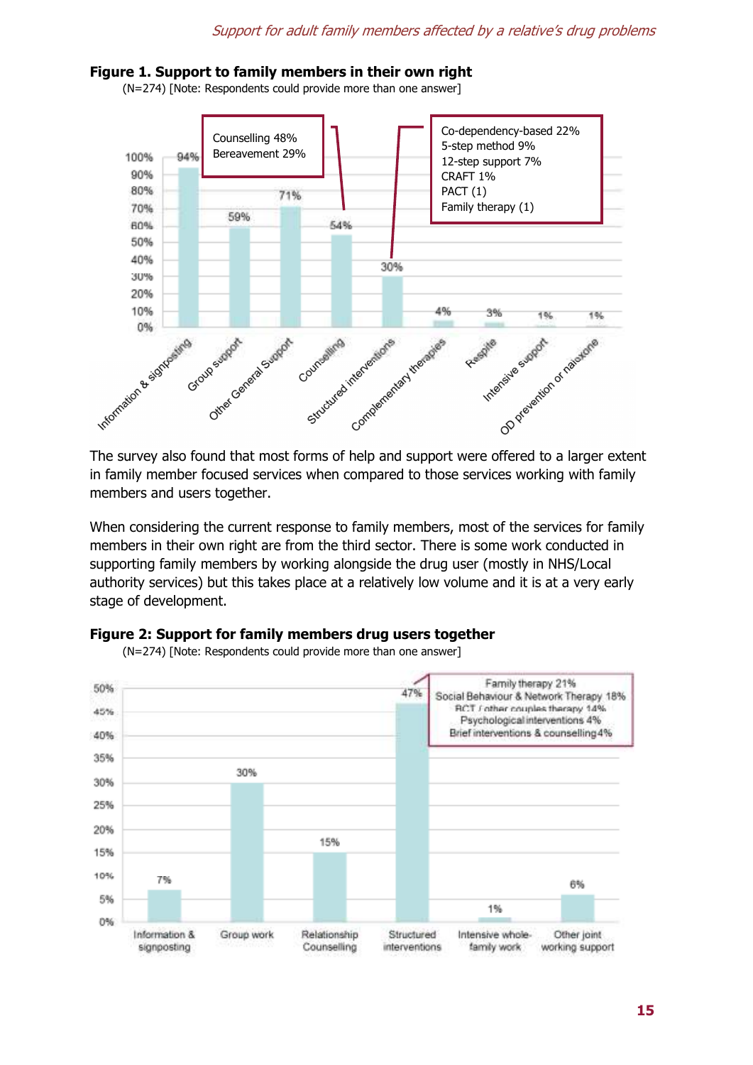**Figure 1. Support to family members in their own right**

(N=274) [Note: Respondents could provide more than one answer]

| Support type | % |
|---|---|
| Information & signposting | 94% |
| Group support | 59% |
| Other General Support | 71% |
| Counselling | 54% |
| Structured interventions | 30% |
| Complementary therapies | 4% |
| Respite | 3% |
| Intensive support | 1% |
| OD prevention or naloxone | 1% |

Counselling: Counselling 48%, Bereavement 29%

Structured interventions: Co-dependency-based 22%, 5-step method 9%, 12-step support 7%, CRAFT 1%, PACT (1), Family therapy (1)

The survey also found that most forms of help and support were offered to a larger extent in family member focused services when compared to those services working with family members and users together.

When considering the current response to family members, most of the services for family members in their own right are from the third sector. There is some work conducted in supporting family members by working alongside the drug user (mostly in NHS/Local authority services) but this takes place at a relatively low volume and it is at a very early stage of development.

**Figure 2: Support for family members drug users together**

(N=274) [Note: Respondents could provide more than one answer]

| Support type | % |
|---|---|
| Information & signposting | 7% |
| Group work | 30% |
| Relationship Counselling | 15% |
| Structured interventions | 47% |
| Intensive whole-family work | 1% |
| Other joint working support | 6% |

Structured interventions: Family therapy 21%, Social Behaviour & Network Therapy 18%, BCT / other couples therapy 14%, Psychological interventions 4%, Brief interventions & counselling 4%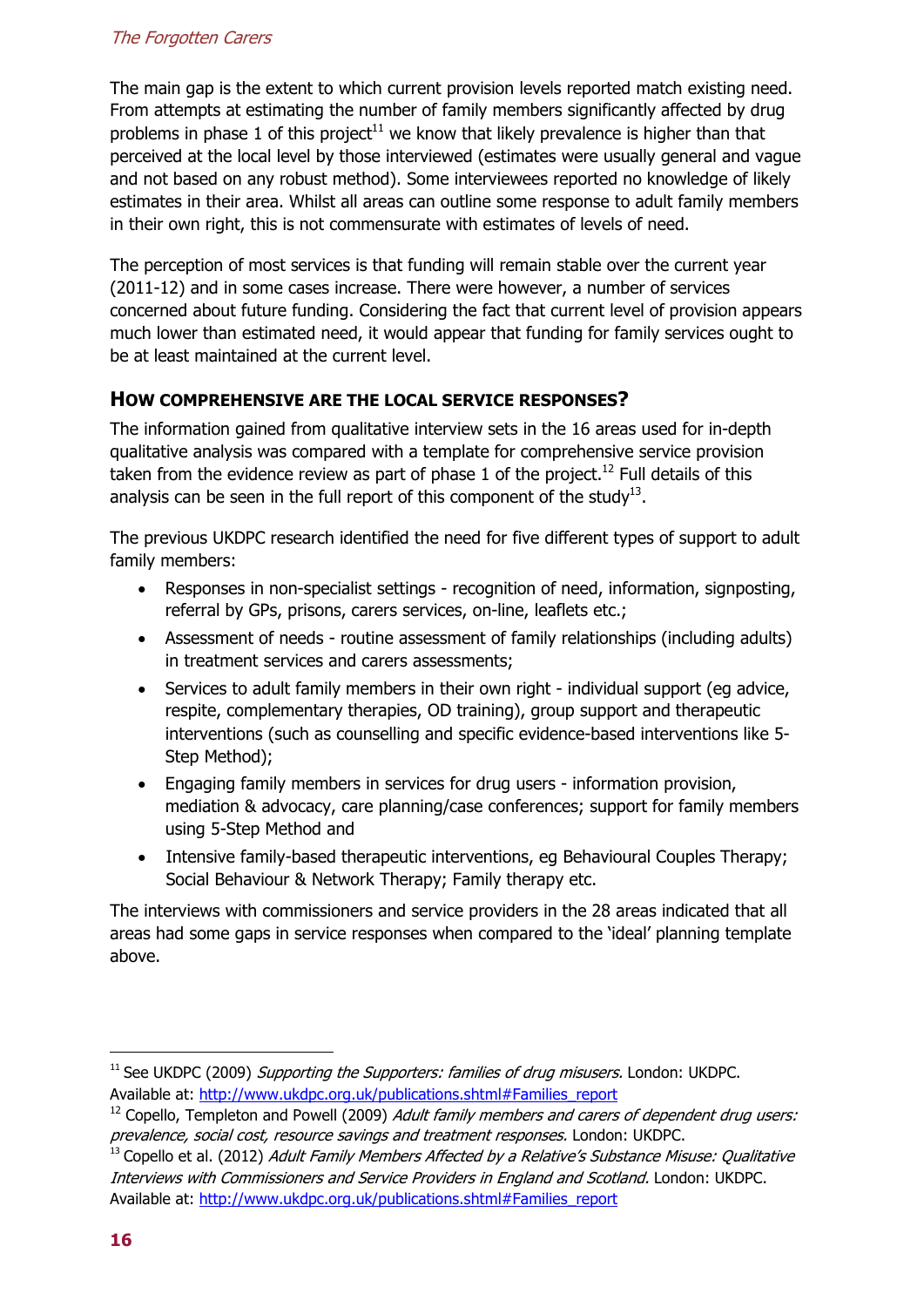The main gap is the extent to which current provision levels reported match existing need. From attempts at estimating the number of family members significantly affected by drug problems in phase 1 of this project[11] we know that likely prevalence is higher than that perceived at the local level by those interviewed (estimates were usually general and vague and not based on any robust method). Some interviewees reported no knowledge of likely estimates in their area. Whilst all areas can outline some response to adult family members in their own right, this is not commensurate with estimates of levels of need.

The perception of most services is that funding will remain stable over the current year (2011-12) and in some cases increase. There were however, a number of services concerned about future funding. Considering the fact that current level of provision appears much lower than estimated need, it would appear that funding for family services ought to be at least maintained at the current level.

## How comprehensive are the local service responses?

The information gained from qualitative interview sets in the 16 areas used for in-depth qualitative analysis was compared with a template for comprehensive service provision taken from the evidence review as part of phase 1 of the project.[12] Full details of this analysis can be seen in the full report of this component of the study[13].

The previous UKDPC research identified the need for five different types of support to adult family members:

- Responses in non-specialist settings - recognition of need, information, signposting, referral by GPs, prisons, carers services, on-line, leaflets etc.;
- Assessment of needs - routine assessment of family relationships (including adults) in treatment services and carers assessments;
- Services to adult family members in their own right - individual support (eg advice, respite, complementary therapies, OD training), group support and therapeutic interventions (such as counselling and specific evidence-based interventions like 5-Step Method);
- Engaging family members in services for drug users - information provision, mediation & advocacy, care planning/case conferences; support for family members using 5-Step Method and
- Intensive family-based therapeutic interventions, eg Behavioural Couples Therapy; Social Behaviour & Network Therapy; Family therapy etc.

The interviews with commissioners and service providers in the 28 areas indicated that all areas had some gaps in service responses when compared to the 'ideal' planning template above.

---

[11] See UKDPC (2009) *Supporting the Supporters: families of drug misusers.* London: UKDPC. Available at: http://www.ukdpc.org.uk/publications.shtml#Families_report

[12] Copello, Templeton and Powell (2009) *Adult family members and carers of dependent drug users: prevalence, social cost, resource savings and treatment responses.* London: UKDPC.

[13] Copello et al. (2012) *Adult Family Members Affected by a Relative's Substance Misuse: Qualitative Interviews with Commissioners and Service Providers in England and Scotland.* London: UKDPC. Available at: http://www.ukdpc.org.uk/publications.shtml#Families_report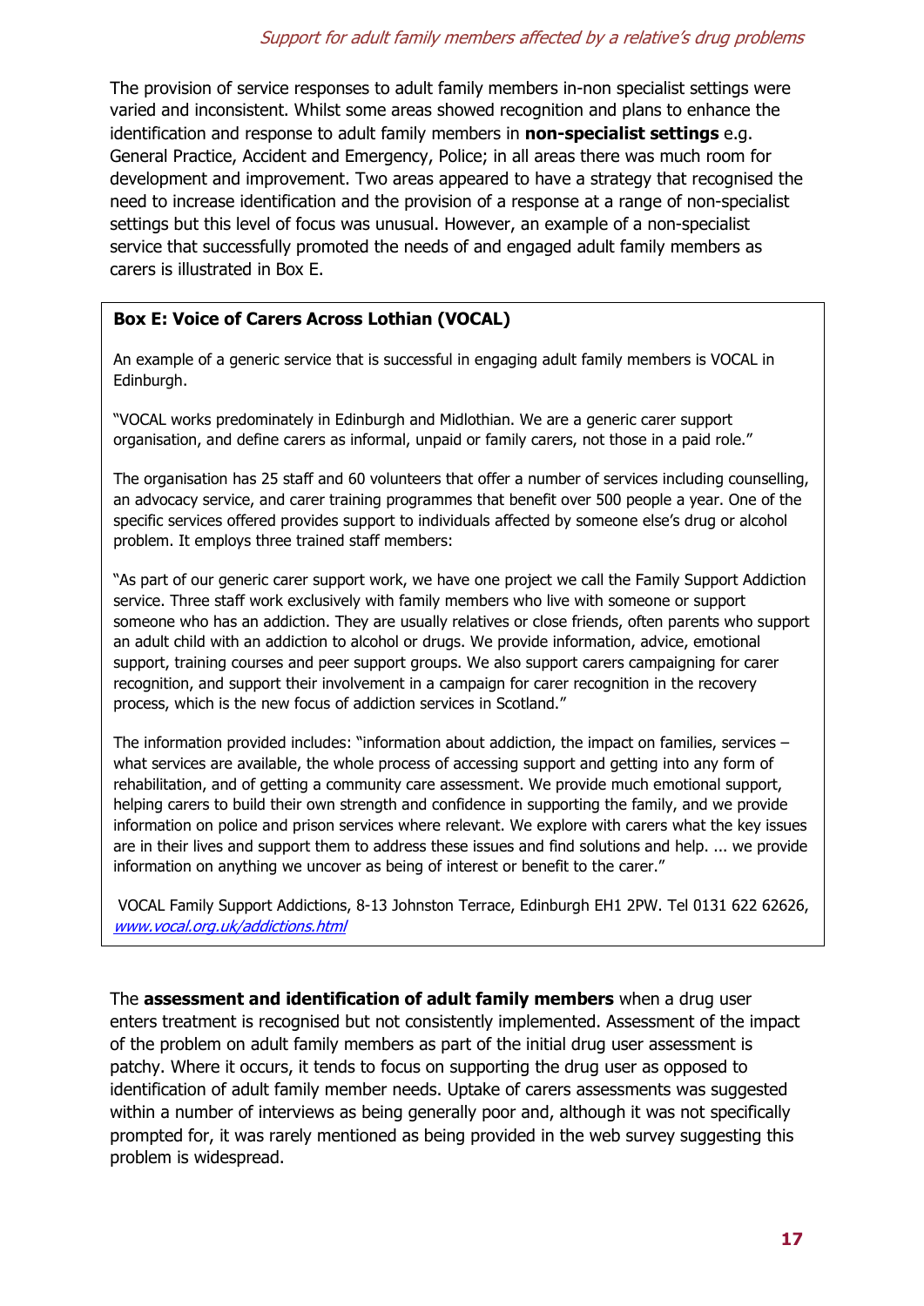The provision of service responses to adult family members in-non specialist settings were varied and inconsistent. Whilst some areas showed recognition and plans to enhance the identification and response to adult family members in **non-specialist settings** e.g. General Practice, Accident and Emergency, Police; in all areas there was much room for development and improvement. Two areas appeared to have a strategy that recognised the need to increase identification and the provision of a response at a range of non-specialist settings but this level of focus was unusual. However, an example of a non-specialist service that successfully promoted the needs of and engaged adult family members as carers is illustrated in Box E.

**Box E: Voice of Carers Across Lothian (VOCAL)**

An example of a generic service that is successful in engaging adult family members is VOCAL in Edinburgh.

"VOCAL works predominately in Edinburgh and Midlothian. We are a generic carer support organisation, and define carers as informal, unpaid or family carers, not those in a paid role."

The organisation has 25 staff and 60 volunteers that offer a number of services including counselling, an advocacy service, and carer training programmes that benefit over 500 people a year. One of the specific services offered provides support to individuals affected by someone else's drug or alcohol problem. It employs three trained staff members:

"As part of our generic carer support work, we have one project we call the Family Support Addiction service. Three staff work exclusively with family members who live with someone or support someone who has an addiction. They are usually relatives or close friends, often parents who support an adult child with an addiction to alcohol or drugs. We provide information, advice, emotional support, training courses and peer support groups. We also support carers campaigning for carer recognition, and support their involvement in a campaign for carer recognition in the recovery process, which is the new focus of addiction services in Scotland."

The information provided includes: "information about addiction, the impact on families, services – what services are available, the whole process of accessing support and getting into any form of rehabilitation, and of getting a community care assessment. We provide much emotional support, helping carers to build their own strength and confidence in supporting the family, and we provide information on police and prison services where relevant. We explore with carers what the key issues are in their lives and support them to address these issues and find solutions and help. ... we provide information on anything we uncover as being of interest or benefit to the carer."

VOCAL Family Support Addictions, 8-13 Johnston Terrace, Edinburgh EH1 2PW. Tel 0131 622 62626, www.vocal.org.uk/addictions.html

The **assessment and identification of adult family members** when a drug user enters treatment is recognised but not consistently implemented. Assessment of the impact of the problem on adult family members as part of the initial drug user assessment is patchy. Where it occurs, it tends to focus on supporting the drug user as opposed to identification of adult family member needs. Uptake of carers assessments was suggested within a number of interviews as being generally poor and, although it was not specifically prompted for, it was rarely mentioned as being provided in the web survey suggesting this problem is widespread.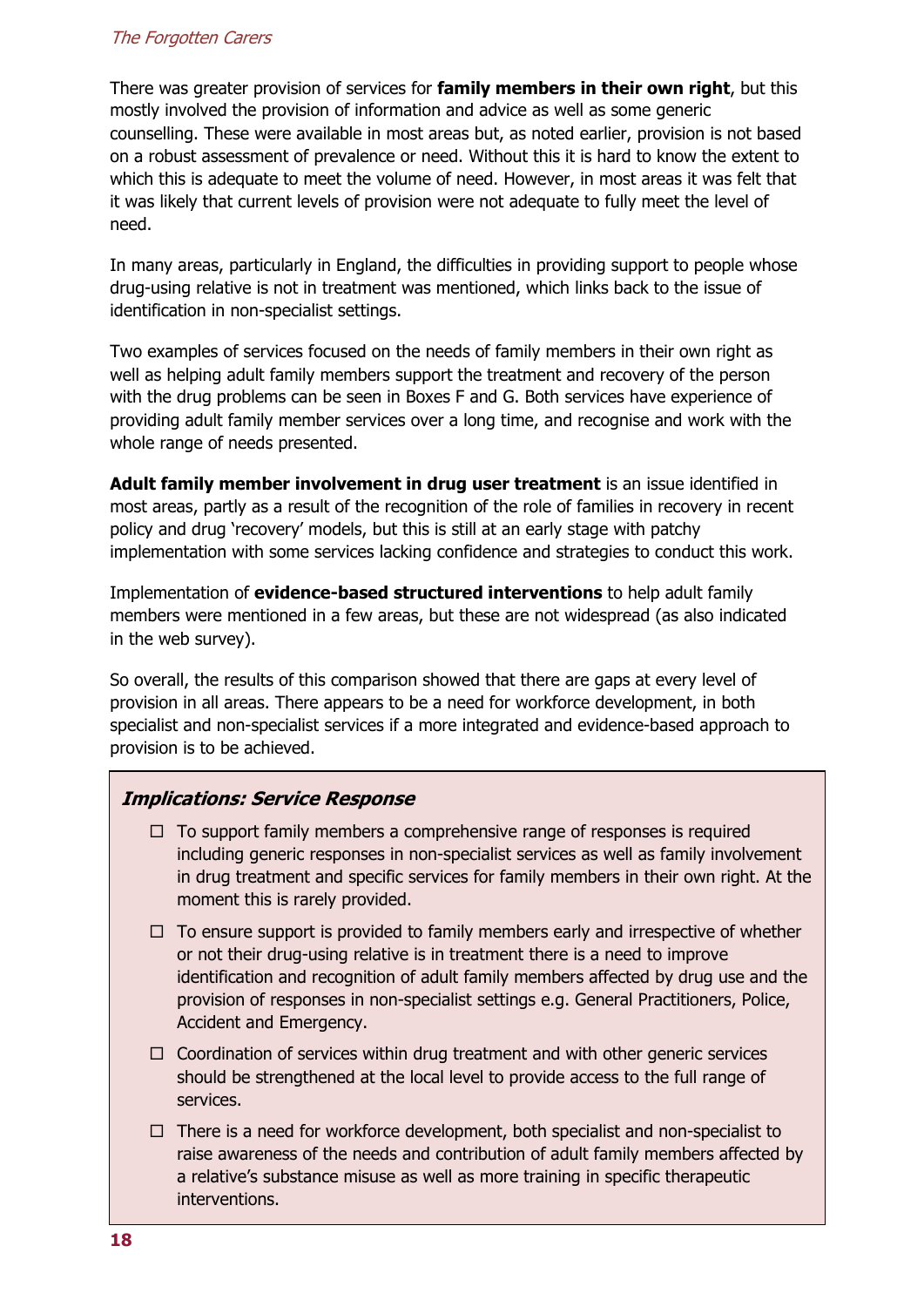There was greater provision of services for **family members in their own right**, but this mostly involved the provision of information and advice as well as some generic counselling. These were available in most areas but, as noted earlier, provision is not based on a robust assessment of prevalence or need. Without this it is hard to know the extent to which this is adequate to meet the volume of need. However, in most areas it was felt that it was likely that current levels of provision were not adequate to fully meet the level of need.

In many areas, particularly in England, the difficulties in providing support to people whose drug-using relative is not in treatment was mentioned, which links back to the issue of identification in non-specialist settings.

Two examples of services focused on the needs of family members in their own right as well as helping adult family members support the treatment and recovery of the person with the drug problems can be seen in Boxes F and G. Both services have experience of providing adult family member services over a long time, and recognise and work with the whole range of needs presented.

**Adult family member involvement in drug user treatment** is an issue identified in most areas, partly as a result of the recognition of the role of families in recovery in recent policy and drug 'recovery' models, but this is still at an early stage with patchy implementation with some services lacking confidence and strategies to conduct this work.

Implementation of **evidence-based structured interventions** to help adult family members were mentioned in a few areas, but these are not widespread (as also indicated in the web survey).

So overall, the results of this comparison showed that there are gaps at every level of provision in all areas. There appears to be a need for workforce development, in both specialist and non-specialist services if a more integrated and evidence-based approach to provision is to be achieved.

### *Implications: Service Response*

- To support family members a comprehensive range of responses is required including generic responses in non-specialist services as well as family involvement in drug treatment and specific services for family members in their own right. At the moment this is rarely provided.
- To ensure support is provided to family members early and irrespective of whether or not their drug-using relative is in treatment there is a need to improve identification and recognition of adult family members affected by drug use and the provision of responses in non-specialist settings e.g. General Practitioners, Police, Accident and Emergency.
- Coordination of services within drug treatment and with other generic services should be strengthened at the local level to provide access to the full range of services.
- There is a need for workforce development, both specialist and non-specialist to raise awareness of the needs and contribution of adult family members affected by a relative's substance misuse as well as more training in specific therapeutic interventions.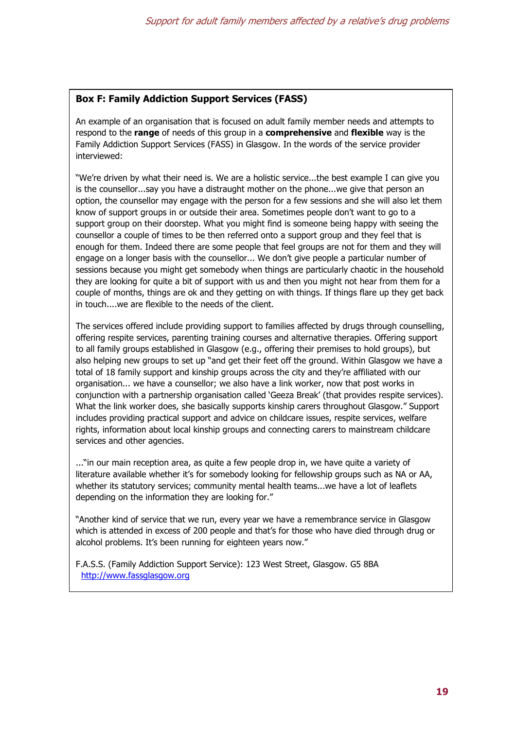### Box F: Family Addiction Support Services (FASS)

An example of an organisation that is focused on adult family member needs and attempts to respond to the **range** of needs of this group in a **comprehensive** and **flexible** way is the Family Addiction Support Services (FASS) in Glasgow. In the words of the service provider interviewed:

"We're driven by what their need is. We are a holistic service...the best example I can give you is the counsellor...say you have a distraught mother on the phone...we give that person an option, the counsellor may engage with the person for a few sessions and she will also let them know of support groups in or outside their area. Sometimes people don't want to go to a support group on their doorstep. What you might find is someone being happy with seeing the counsellor a couple of times to be then referred onto a support group and they feel that is enough for them. Indeed there are some people that feel groups are not for them and they will engage on a longer basis with the counsellor... We don't give people a particular number of sessions because you might get somebody when things are particularly chaotic in the household they are looking for quite a bit of support with us and then you might not hear from them for a couple of months, things are ok and they getting on with things. If things flare up they get back in touch....we are flexible to the needs of the client.

The services offered include providing support to families affected by drugs through counselling, offering respite services, parenting training courses and alternative therapies. Offering support to all family groups established in Glasgow (e.g., offering their premises to hold groups), but also helping new groups to set up "and get their feet off the ground. Within Glasgow we have a total of 18 family support and kinship groups across the city and they're affiliated with our organisation... we have a counsellor; we also have a link worker, now that post works in conjunction with a partnership organisation called 'Geeza Break' (that provides respite services). What the link worker does, she basically supports kinship carers throughout Glasgow." Support includes providing practical support and advice on childcare issues, respite services, welfare rights, information about local kinship groups and connecting carers to mainstream childcare services and other agencies.

..."in our main reception area, as quite a few people drop in, we have quite a variety of literature available whether it's for somebody looking for fellowship groups such as NA or AA, whether its statutory services; community mental health teams...we have a lot of leaflets depending on the information they are looking for."

"Another kind of service that we run, every year we have a remembrance service in Glasgow which is attended in excess of 200 people and that's for those who have died through drug or alcohol problems. It's been running for eighteen years now."

F.A.S.S. (Family Addiction Support Service): 123 West Street, Glasgow. G5 8BA
http://www.fassglasgow.org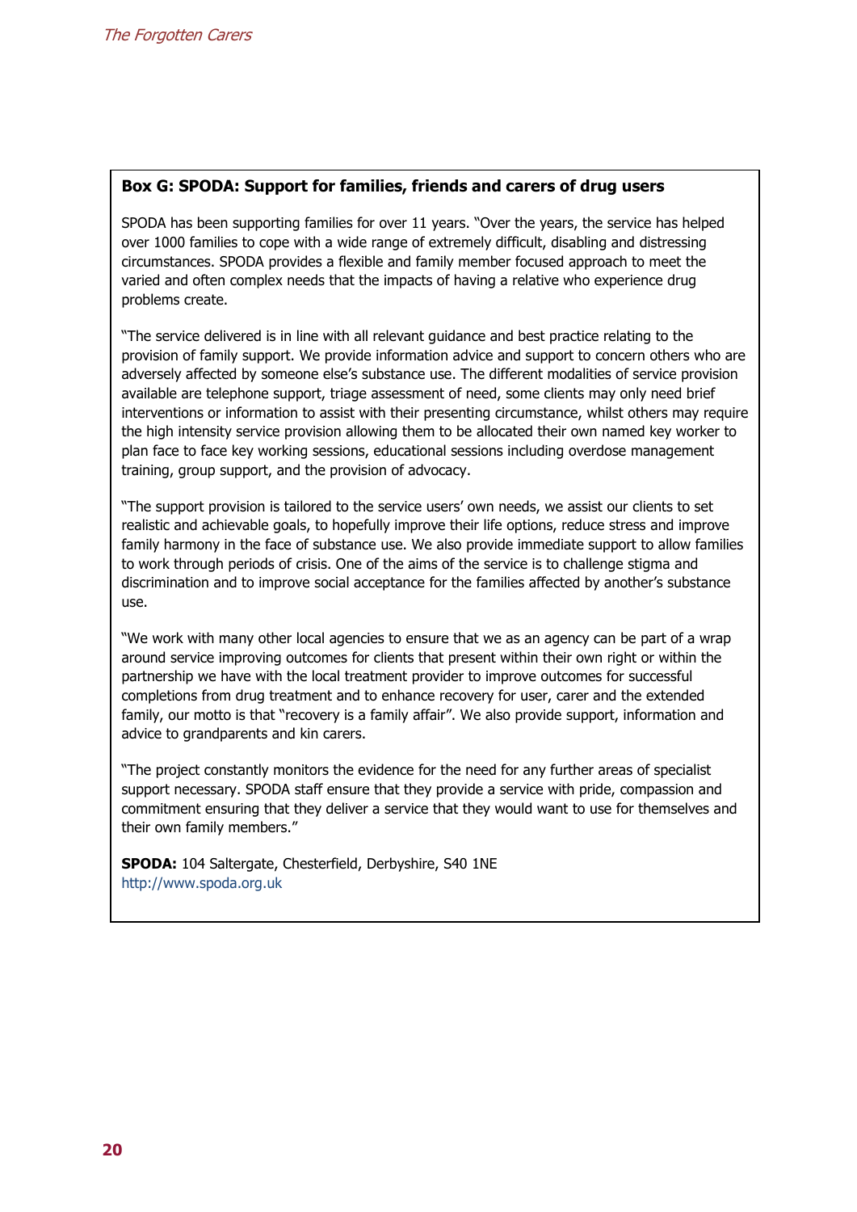**Box G: SPODA: Support for families, friends and carers of drug users**

SPODA has been supporting families for over 11 years. "Over the years, the service has helped over 1000 families to cope with a wide range of extremely difficult, disabling and distressing circumstances. SPODA provides a flexible and family member focused approach to meet the varied and often complex needs that the impacts of having a relative who experience drug problems create.

"The service delivered is in line with all relevant guidance and best practice relating to the provision of family support. We provide information advice and support to concern others who are adversely affected by someone else's substance use. The different modalities of service provision available are telephone support, triage assessment of need, some clients may only need brief interventions or information to assist with their presenting circumstance, whilst others may require the high intensity service provision allowing them to be allocated their own named key worker to plan face to face key working sessions, educational sessions including overdose management training, group support, and the provision of advocacy.

"The support provision is tailored to the service users' own needs, we assist our clients to set realistic and achievable goals, to hopefully improve their life options, reduce stress and improve family harmony in the face of substance use. We also provide immediate support to allow families to work through periods of crisis. One of the aims of the service is to challenge stigma and discrimination and to improve social acceptance for the families affected by another's substance use.

"We work with many other local agencies to ensure that we as an agency can be part of a wrap around service improving outcomes for clients that present within their own right or within the partnership we have with the local treatment provider to improve outcomes for successful completions from drug treatment and to enhance recovery for user, carer and the extended family, our motto is that "recovery is a family affair". We also provide support, information and advice to grandparents and kin carers.

"The project constantly monitors the evidence for the need for any further areas of specialist support necessary. SPODA staff ensure that they provide a service with pride, compassion and commitment ensuring that they deliver a service that they would want to use for themselves and their own family members."

**SPODA:** 104 Saltergate, Chesterfield, Derbyshire, S40 1NE
http://www.spoda.org.uk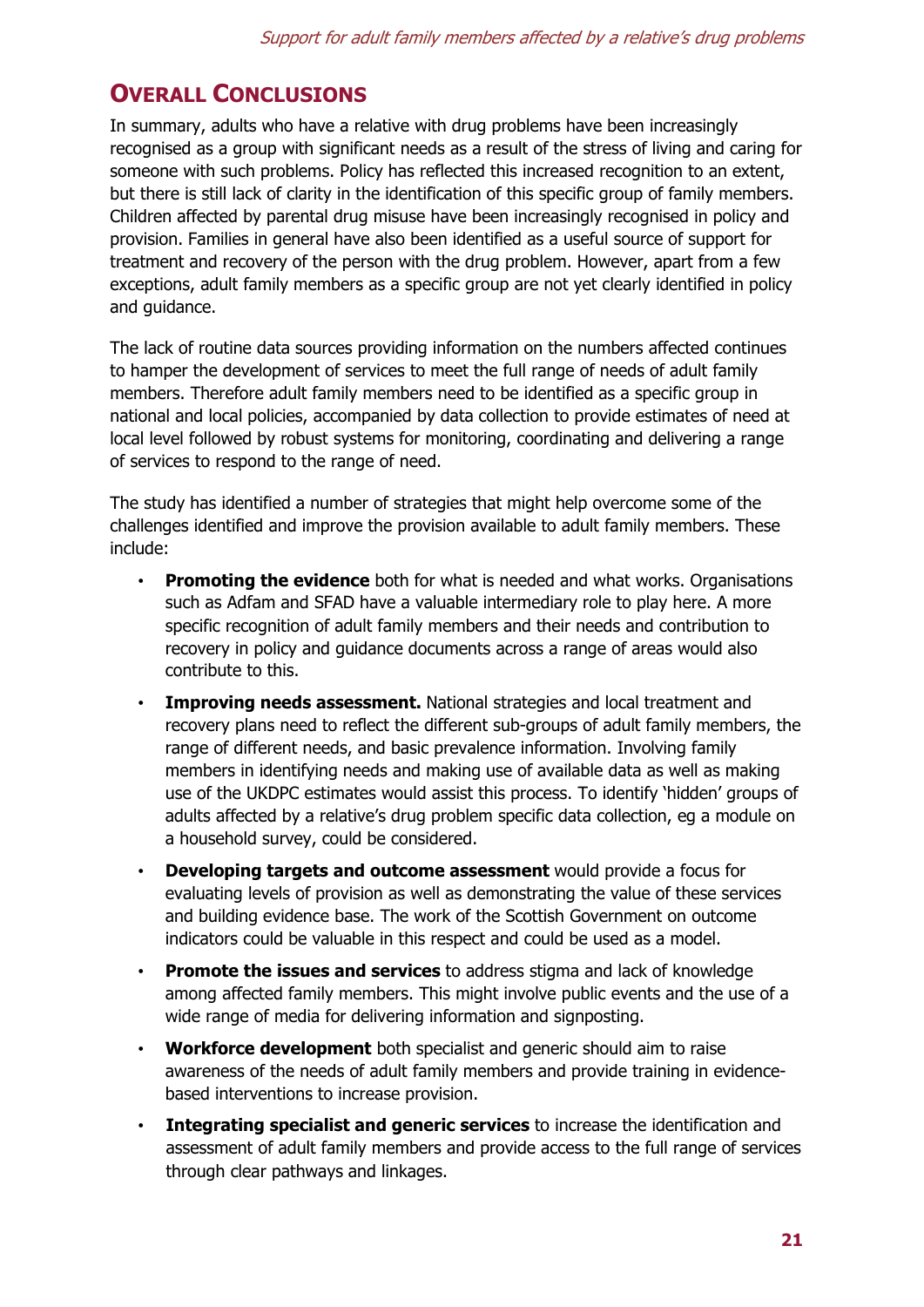## Overall Conclusions

In summary, adults who have a relative with drug problems have been increasingly recognised as a group with significant needs as a result of the stress of living and caring for someone with such problems. Policy has reflected this increased recognition to an extent, but there is still lack of clarity in the identification of this specific group of family members. Children affected by parental drug misuse have been increasingly recognised in policy and provision. Families in general have also been identified as a useful source of support for treatment and recovery of the person with the drug problem. However, apart from a few exceptions, adult family members as a specific group are not yet clearly identified in policy and guidance.

The lack of routine data sources providing information on the numbers affected continues to hamper the development of services to meet the full range of needs of adult family members. Therefore adult family members need to be identified as a specific group in national and local policies, accompanied by data collection to provide estimates of need at local level followed by robust systems for monitoring, coordinating and delivering a range of services to respond to the range of need.

The study has identified a number of strategies that might help overcome some of the challenges identified and improve the provision available to adult family members. These include:

- **Promoting the evidence** both for what is needed and what works. Organisations such as Adfam and SFAD have a valuable intermediary role to play here. A more specific recognition of adult family members and their needs and contribution to recovery in policy and guidance documents across a range of areas would also contribute to this.
- **Improving needs assessment.** National strategies and local treatment and recovery plans need to reflect the different sub-groups of adult family members, the range of different needs, and basic prevalence information. Involving family members in identifying needs and making use of available data as well as making use of the UKDPC estimates would assist this process. To identify 'hidden' groups of adults affected by a relative's drug problem specific data collection, eg a module on a household survey, could be considered.
- **Developing targets and outcome assessment** would provide a focus for evaluating levels of provision as well as demonstrating the value of these services and building evidence base. The work of the Scottish Government on outcome indicators could be valuable in this respect and could be used as a model.
- **Promote the issues and services** to address stigma and lack of knowledge among affected family members. This might involve public events and the use of a wide range of media for delivering information and signposting.
- **Workforce development** both specialist and generic should aim to raise awareness of the needs of adult family members and provide training in evidence-based interventions to increase provision.
- **Integrating specialist and generic services** to increase the identification and assessment of adult family members and provide access to the full range of services through clear pathways and linkages.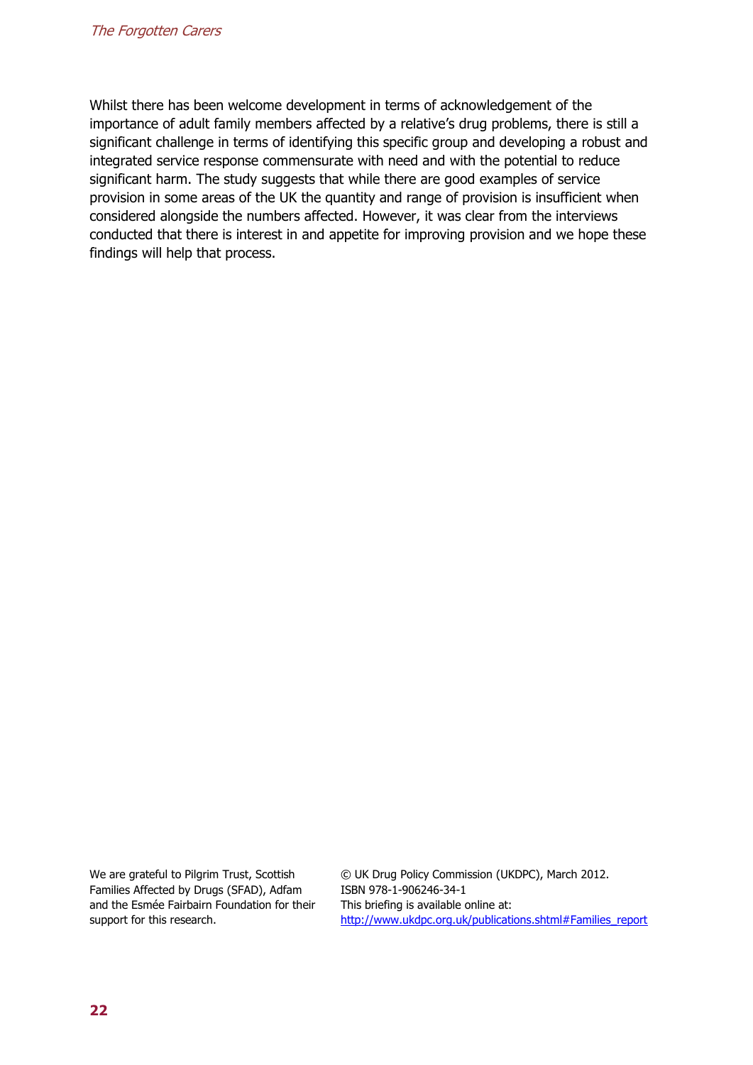Whilst there has been welcome development in terms of acknowledgement of the importance of adult family members affected by a relative's drug problems, there is still a significant challenge in terms of identifying this specific group and developing a robust and integrated service response commensurate with need and with the potential to reduce significant harm. The study suggests that while there are good examples of service provision in some areas of the UK the quantity and range of provision is insufficient when considered alongside the numbers affected. However, it was clear from the interviews conducted that there is interest in and appetite for improving provision and we hope these findings will help that process.

We are grateful to Pilgrim Trust, Scottish Families Affected by Drugs (SFAD), Adfam and the Esmée Fairbairn Foundation for their support for this research.

© UK Drug Policy Commission (UKDPC), March 2012.
ISBN 978-1-906246-34-1
This briefing is available online at:
[http://www.ukdpc.org.uk/publications.shtml#Families_report](http://www.ukdpc.org.uk/publications.shtml#Families_report)